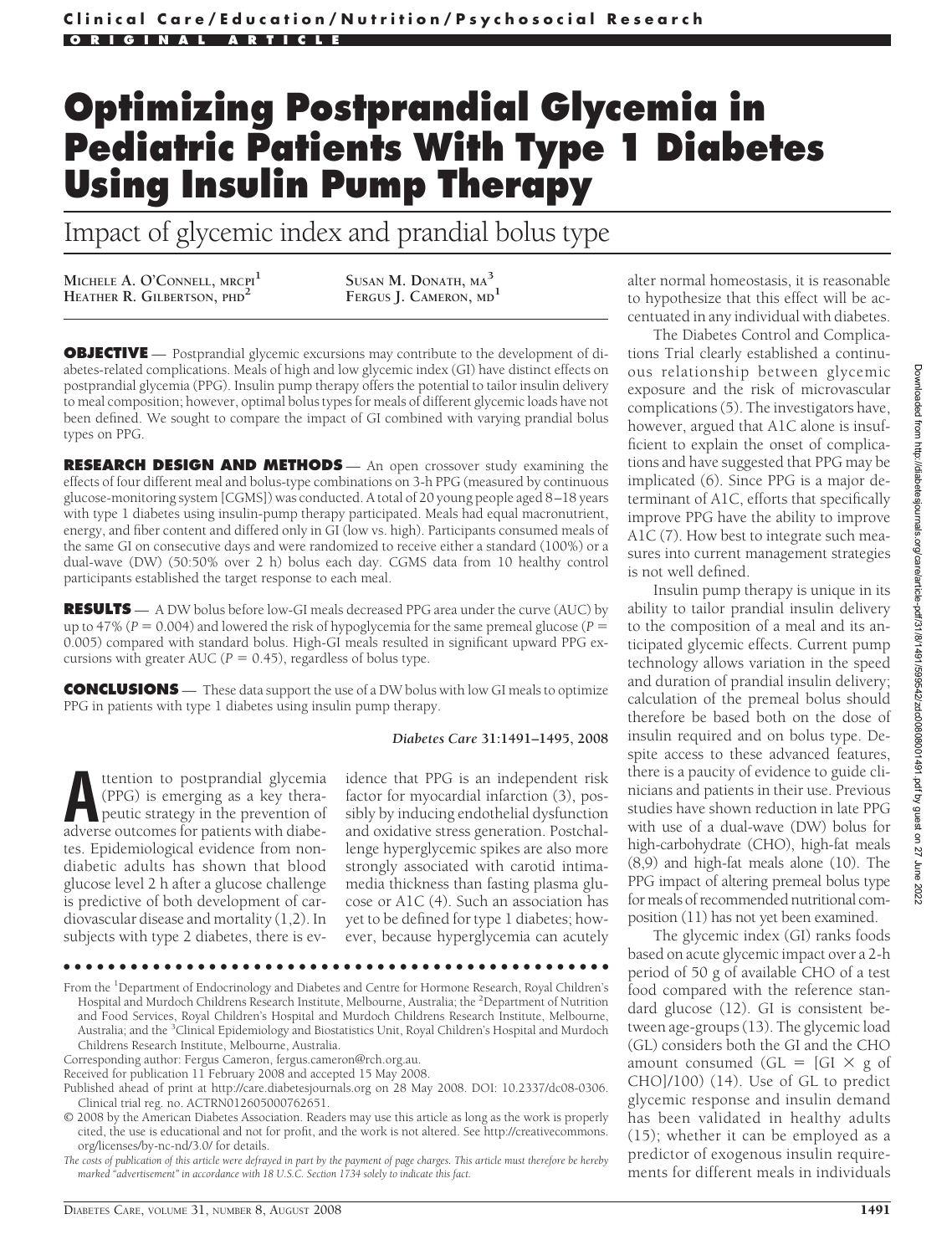Clinical Care/Education/Nutrition/Psychosocial Research

ORIGINAL ARTICLE

# Optimizing Postprandial Glycemia in Pediatric Patients With Type 1 Diabetes Using Insulin Pump Therapy

## Impact of glycemic index and prandial bolus type

MICHELE A. O'CONNELL, MRCPI[1]
HEATHER R. GILBERTSON, PHD[2]
SUSAN M. DONATH, MA[3]
FERGUS J. CAMERON, MD[1]

**OBJECTIVE** — Postprandial glycemic excursions may contribute to the development of diabetes-related complications. Meals of high and low glycemic index (GI) have distinct effects on postprandial glycemia (PPG). Insulin pump therapy offers the potential to tailor insulin delivery to meal composition; however, optimal bolus types for meals of different glycemic loads have not been defined. We sought to compare the impact of GI combined with varying prandial bolus types on PPG.

**RESEARCH DESIGN AND METHODS** — An open crossover study examining the effects of four different meal and bolus-type combinations on 3-h PPG (measured by continuous glucose-monitoring system [CGMS]) was conducted. A total of 20 young people aged 8–18 years with type 1 diabetes using insulin-pump therapy participated. Meals had equal macronutrient, energy, and fiber content and differed only in GI (low vs. high). Participants consumed meals of the same GI on consecutive days and were randomized to receive either a standard (100%) or a dual-wave (DW) (50:50% over 2 h) bolus each day. CGMS data from 10 healthy control participants established the target response to each meal.

**RESULTS** — A DW bolus before low-GI meals decreased PPG area under the curve (AUC) by up to 47% ($P = 0.004$) and lowered the risk of hypoglycemia for the same premeal glucose ($P = 0.005$) compared with standard bolus. High-GI meals resulted in significant upward PPG excursions with greater AUC ($P = 0.45$), regardless of bolus type.

**CONCLUSIONS** — These data support the use of a DW bolus with low GI meals to optimize PPG in patients with type 1 diabetes using insulin pump therapy.

*Diabetes Care* **31:1491–1495, 2008**

Attention to postprandial glycemia (PPG) is emerging as a key therapeutic strategy in the prevention of adverse outcomes for patients with diabetes. Epidemiological evidence from nondiabetic adults has shown that blood glucose level 2 h after a glucose challenge is predictive of both development of cardiovascular disease and mortality (1,2). In subjects with type 2 diabetes, there is evidence that PPG is an independent risk factor for myocardial infarction (3), possibly by inducing endothelial dysfunction and oxidative stress generation. Postchallenge hyperglycemic spikes are also more strongly associated with carotid intima-media thickness than fasting plasma glucose or A1C (4). Such an association has yet to be defined for type 1 diabetes; however, because hyperglycemia can acutely alter normal homeostasis, it is reasonable to hypothesize that this effect will be accentuated in any individual with diabetes.

The Diabetes Control and Complications Trial clearly established a continuous relationship between glycemic exposure and the risk of microvascular complications (5). The investigators have, however, argued that A1C alone is insufficient to explain the onset of complications and have suggested that PPG may be implicated (6). Since PPG is a major determinant of A1C, efforts that specifically improve PPG have the ability to improve A1C (7). How best to integrate such measures into current management strategies is not well defined.

Insulin pump therapy is unique in its ability to tailor prandial insulin delivery to the composition of a meal and its anticipated glycemic effects. Current pump technology allows variation in the speed and duration of prandial insulin delivery; calculation of the premeal bolus should therefore be based both on the dose of insulin required and on bolus type. Despite access to these advanced features, there is a paucity of evidence to guide clinicians and patients in their use. Previous studies have shown reduction in late PPG with use of a dual-wave (DW) bolus for high-carbohydrate (CHO), high-fat meals (8,9) and high-fat meals alone (10). The PPG impact of altering premeal bolus type for meals of recommended nutritional composition (11) has not yet been examined.

The glycemic index (GI) ranks foods based on acute glycemic impact over a 2-h period of 50 g of available CHO of a test food compared with the reference standard glucose (12). GI is consistent between age-groups (13). The glycemic load (GL) considers both the GI and the CHO amount consumed (GL = [GI × g of CHO]/100) (14). Use of GL to predict glycemic response and insulin demand has been validated in healthy adults (15); whether it can be employed as a predictor of exogenous insulin requirements for different meals in individuals

---

From the [1]Department of Endocrinology and Diabetes and Centre for Hormone Research, Royal Children's Hospital and Murdoch Childrens Research Institute, Melbourne, Australia; the [2]Department of Nutrition and Food Services, Royal Children's Hospital and Murdoch Childrens Research Institute, Melbourne, Australia; and the [3]Clinical Epidemiology and Biostatistics Unit, Royal Children's Hospital and Murdoch Childrens Research Institute, Melbourne, Australia.

Corresponding author: Fergus Cameron, fergus.cameron@rch.org.au.

Received for publication 11 February 2008 and accepted 15 May 2008.

Published ahead of print at http://care.diabetesjournals.org on 28 May 2008. DOI: 10.2337/dc08-0306. Clinical trial reg. no. ACTRN012605000762651.

© 2008 by the American Diabetes Association. Readers may use this article as long as the work is properly cited, the use is educational and not for profit, and the work is not altered. See http://creativecommons.org/licenses/by-nc-nd/3.0/ for details.

*The costs of publication of this article were defrayed in part by the payment of page charges. This article must therefore be hereby marked "advertisement" in accordance with 18 U.S.C. Section 1734 solely to indicate this fact.*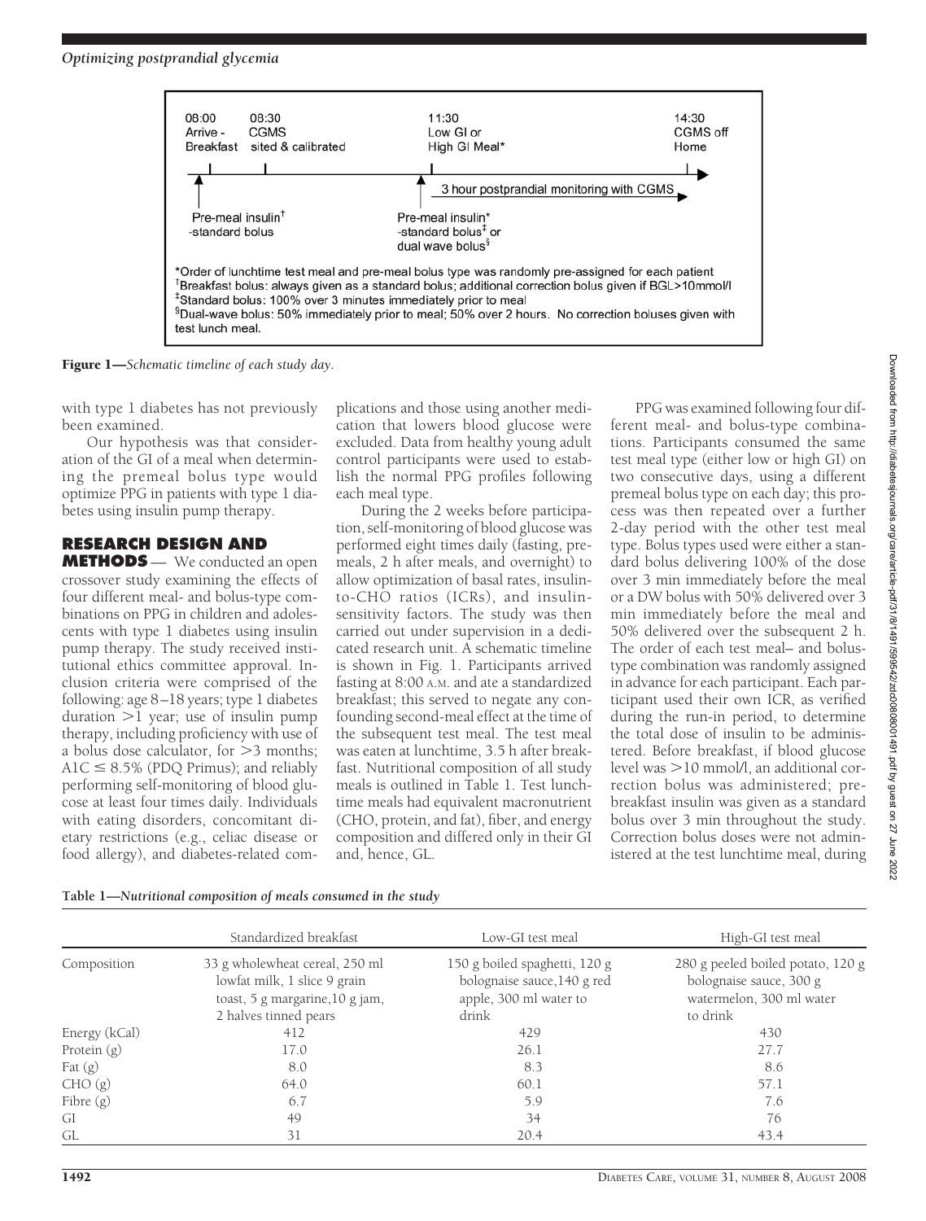08:00 Arrive - Breakfast | 08:30 CGMS sited & calibrated | 11:30 Low GI or High GI Meal* | 14:30 CGMS off Home

3 hour postprandial monitoring with CGMS

Pre-meal insulin† -standard bolus

Pre-meal insulin* -standard bolus‡ or dual wave bolus§

*Order of lunchtime test meal and pre-meal bolus type was randomly pre-assigned for each patient
†Breakfast bolus: always given as a standard bolus; additional correction bolus given if BGL>10mmol/l
‡Standard bolus: 100% over 3 minutes immediately prior to meal
§Dual-wave bolus: 50% immediately prior to meal; 50% over 2 hours. No correction boluses given with test lunch meal.

**Figure 1**—*Schematic timeline of each study day.*

with type 1 diabetes has not previously been examined.

Our hypothesis was that consideration of the GI of a meal when determining the premeal bolus type would optimize PPG in patients with type 1 diabetes using insulin pump therapy.

## RESEARCH DESIGN AND METHODS

— We conducted an open crossover study examining the effects of four different meal- and bolus-type combinations on PPG in children and adolescents with type 1 diabetes using insulin pump therapy. The study received institutional ethics committee approval. Inclusion criteria were comprised of the following: age 8–18 years; type 1 diabetes duration >1 year; use of insulin pump therapy, including proficiency with use of a bolus dose calculator, for >3 months; A1C ≤ 8.5% (PDQ Primus); and reliably performing self-monitoring of blood glucose at least four times daily. Individuals with eating disorders, concomitant dietary restrictions (e.g., celiac disease or food allergy), and diabetes-related complications and those using another medication that lowers blood glucose were excluded. Data from healthy young adult control participants were used to establish the normal PPG profiles following each meal type.

During the 2 weeks before participation, self-monitoring of blood glucose was performed eight times daily (fasting, premeals, 2 h after meals, and overnight) to allow optimization of basal rates, insulin-to-CHO ratios (ICRs), and insulin-sensitivity factors. The study was then carried out under supervision in a dedicated research unit. A schematic timeline is shown in Fig. 1. Participants arrived fasting at 8:00 A.M. and ate a standardized breakfast; this served to negate any confounding second-meal effect at the time of the subsequent test meal. The test meal was eaten at lunchtime, 3.5 h after breakfast. Nutritional composition of all study meals is outlined in Table 1. Test lunchtime meals had equivalent macronutrient (CHO, protein, and fat), fiber, and energy composition and differed only in their GI and, hence, GL.

PPG was examined following four different meal- and bolus-type combinations. Participants consumed the same test meal type (either low or high GI) on two consecutive days, using a different premeal bolus type on each day; this process was then repeated over a further 2-day period with the other test meal type. Bolus types used were either a standard bolus delivering 100% of the dose over 3 min immediately before the meal or a DW bolus with 50% delivered over 3 min immediately before the meal and 50% delivered over the subsequent 2 h. The order of each test meal– and bolus-type combination was randomly assigned in advance for each participant. Each participant used their own ICR, as verified during the run-in period, to determine the total dose of insulin to be administered. Before breakfast, if blood glucose level was >10 mmol/l, an additional correction bolus was administered; prebreakfast insulin was given as a standard bolus over 3 min throughout the study. Correction bolus doses were not administered at the test lunchtime meal, during

**Table 1**—*Nutritional composition of meals consumed in the study*

| | Standardized breakfast | Low-GI test meal | High-GI test meal |
|---|---|---|---|
| Composition | 33 g wholewheat cereal, 250 ml lowfat milk, 1 slice 9 grain toast, 5 g margarine,10 g jam, 2 halves tinned pears | 150 g boiled spaghetti, 120 g bolognaise sauce,140 g red apple, 300 ml water to drink | 280 g peeled boiled potato, 120 g bolognaise sauce, 300 g watermelon, 300 ml water to drink |
| Energy (kCal) | 412 | 429 | 430 |
| Protein (g) | 17.0 | 26.1 | 27.7 |
| Fat (g) | 8.0 | 8.3 | 8.6 |
| CHO (g) | 64.0 | 60.1 | 57.1 |
| Fibre (g) | 6.7 | 5.9 | 7.6 |
| GI | 49 | 34 | 76 |
| GL | 31 | 20.4 | 43.4 |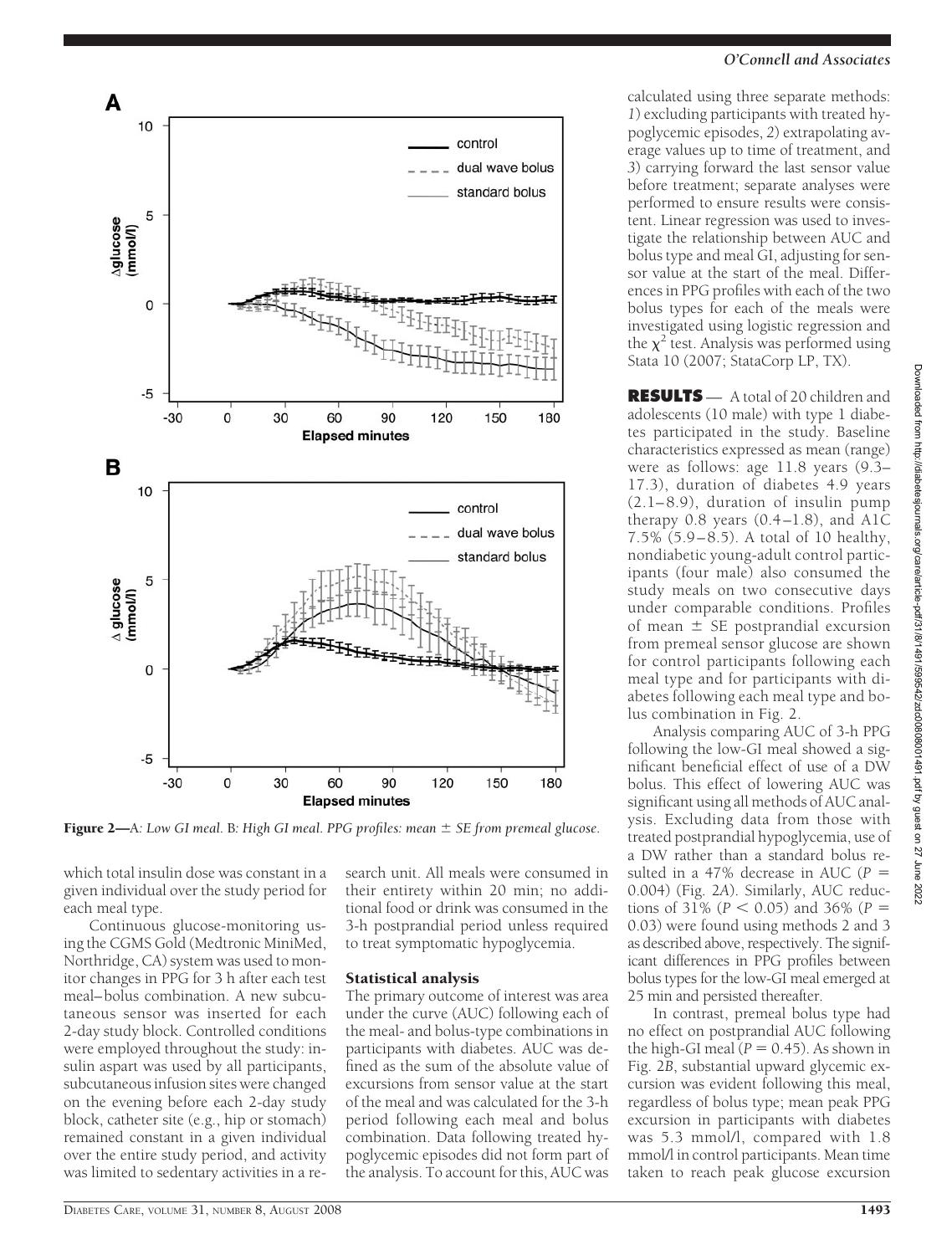Figure 2—*A: Low GI meal. B: High GI meal. PPG profiles: mean ± SE from premeal glucose.*

which total insulin dose was constant in a given individual over the study period for each meal type.

Continuous glucose-monitoring using the CGMS Gold (Medtronic MiniMed, Northridge, CA) system was used to monitor changes in PPG for 3 h after each test meal–bolus combination. A new subcutaneous sensor was inserted for each 2-day study block. Controlled conditions were employed throughout the study: insulin aspart was used by all participants, subcutaneous infusion sites were changed on the evening before each 2-day study block, catheter site (e.g., hip or stomach) remained constant in a given individual over the entire study period, and activity was limited to sedentary activities in a research unit. All meals were consumed in their entirety within 20 min; no additional food or drink was consumed in the 3-h postprandial period unless required to treat symptomatic hypoglycemia.

### Statistical analysis

The primary outcome of interest was area under the curve (AUC) following each of the meal- and bolus-type combinations in participants with diabetes. AUC was defined as the sum of the absolute value of excursions from sensor value at the start of the meal and was calculated for the 3-h period following each meal and bolus combination. Data following treated hypoglycemic episodes did not form part of the analysis. To account for this, AUC was calculated using three separate methods: *1*) excluding participants with treated hypoglycemic episodes, *2*) extrapolating average values up to time of treatment, and *3*) carrying forward the last sensor value before treatment; separate analyses were performed to ensure results were consistent. Linear regression was used to investigate the relationship between AUC and bolus type and meal GI, adjusting for sensor value at the start of the meal. Differences in PPG profiles with each of the two bolus types for each of the meals were investigated using logistic regression and the $\chi^2$ test. Analysis was performed using Stata 10 (2007; StataCorp LP, TX).

## RESULTS

— A total of 20 children and adolescents (10 male) with type 1 diabetes participated in the study. Baseline characteristics expressed as mean (range) were as follows: age 11.8 years (9.3–17.3), duration of diabetes 4.9 years (2.1–8.9), duration of insulin pump therapy 0.8 years (0.4–1.8), and A1C 7.5% (5.9–8.5). A total of 10 healthy, nondiabetic young-adult control participants (four male) also consumed the study meals on two consecutive days under comparable conditions. Profiles of mean ± SE postprandial excursion from premeal sensor glucose are shown for control participants following each meal type and for participants with diabetes following each meal type and bolus combination in Fig. 2.

Analysis comparing AUC of 3-h PPG following the low-GI meal showed a significant beneficial effect of use of a DW bolus. This effect of lowering AUC was significant using all methods of AUC analysis. Excluding data from those with treated postprandial hypoglycemia, use of a DW rather than a standard bolus resulted in a 47% decrease in AUC ($P = 0.004$) (Fig. 2*A*). Similarly, AUC reductions of 31% ($P < 0.05$) and 36% ($P = 0.03$) were found using methods 2 and 3 as described above, respectively. The significant differences in PPG profiles between bolus types for the low-GI meal emerged at 25 min and persisted thereafter.

In contrast, premeal bolus type had no effect on postprandial AUC following the high-GI meal ($P = 0.45$). As shown in Fig. 2*B*, substantial upward glycemic excursion was evident following this meal, regardless of bolus type; mean peak PPG excursion in participants with diabetes was 5.3 mmol/l, compared with 1.8 mmol/l in control participants. Mean time taken to reach peak glucose excursion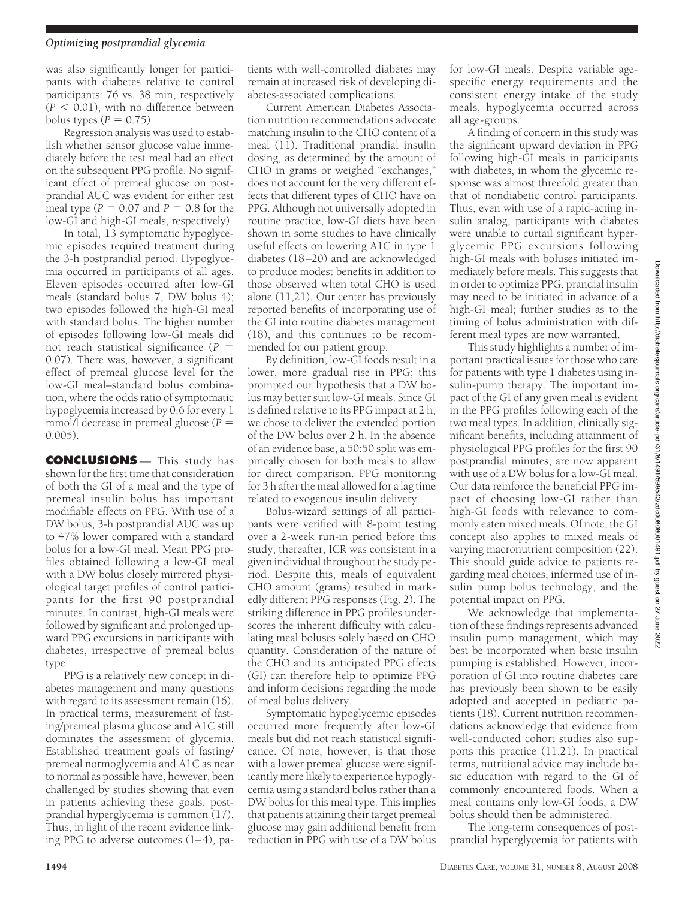was also significantly longer for participants with diabetes relative to control participants: 76 vs. 38 min, respectively ($P < 0.01$), with no difference between bolus types ($P = 0.75$).

Regression analysis was used to establish whether sensor glucose value immediately before the test meal had an effect on the subsequent PPG profile. No significant effect of premeal glucose on postprandial AUC was evident for either test meal type ($P = 0.07$ and $P = 0.8$ for the low-GI and high-GI meals, respectively).

In total, 13 symptomatic hypoglycemic episodes required treatment during the 3-h postprandial period. Hypoglycemia occurred in participants of all ages. Eleven episodes occurred after low-GI meals (standard bolus 7, DW bolus 4); two episodes followed the high-GI meal with standard bolus. The higher number of episodes following low-GI meals did not reach statistical significance ($P = 0.07$). There was, however, a significant effect of premeal glucose level for the low-GI meal–standard bolus combination, where the odds ratio of symptomatic hypoglycemia increased by 0.6 for every 1 mmol/l decrease in premeal glucose ($P = 0.005$).

**CONCLUSIONS** — This study has shown for the first time that consideration of both the GI of a meal and the type of premeal insulin bolus has important modifiable effects on PPG. With use of a DW bolus, 3-h postprandial AUC was up to 47% lower compared with a standard bolus for a low-GI meal. Mean PPG profiles obtained following a low-GI meal with a DW bolus closely mirrored physiological target profiles of control participants for the first 90 postprandial minutes. In contrast, high-GI meals were followed by significant and prolonged upward PPG excursions in participants with diabetes, irrespective of premeal bolus type.

PPG is a relatively new concept in diabetes management and many questions with regard to its assessment remain (16). In practical terms, measurement of fasting/premeal plasma glucose and A1C still dominates the assessment of glycemia. Established treatment goals of fasting/premeal normoglycemia and A1C as near to normal as possible have, however, been challenged by studies showing that even in patients achieving these goals, postprandial hyperglycemia is common (17). Thus, in light of the recent evidence linking PPG to adverse outcomes (1–4), patients with well-controlled diabetes may remain at increased risk of developing diabetes-associated complications.

Current American Diabetes Association nutrition recommendations advocate matching insulin to the CHO content of a meal (11). Traditional prandial insulin dosing, as determined by the amount of CHO in grams or weighed "exchanges," does not account for the very different effects that different types of CHO have on PPG. Although not universally adopted in routine practice, low-GI diets have been shown in some studies to have clinically useful effects on lowering A1C in type 1 diabetes (18–20) and are acknowledged to produce modest benefits in addition to those observed when total CHO is used alone (11,21). Our center has previously reported benefits of incorporating use of the GI into routine diabetes management (18), and this continues to be recommended for our patient group.

By definition, low-GI foods result in a lower, more gradual rise in PPG; this prompted our hypothesis that a DW bolus may better suit low-GI meals. Since GI is defined relative to its PPG impact at 2 h, we chose to deliver the extended portion of the DW bolus over 2 h. In the absence of an evidence base, a 50:50 split was empirically chosen for both meals to allow for direct comparison. PPG monitoring for 3 h after the meal allowed for a lag time related to exogenous insulin delivery.

Bolus-wizard settings of all participants were verified with 8-point testing over a 2-week run-in period before this study; thereafter, ICR was consistent in a given individual throughout the study period. Despite this, meals of equivalent CHO amount (grams) resulted in markedly different PPG responses (Fig. 2). The striking difference in PPG profiles underscores the inherent difficulty with calculating meal boluses solely based on CHO quantity. Consideration of the nature of the CHO and its anticipated PPG effects (GI) can therefore help to optimize PPG and inform decisions regarding the mode of meal bolus delivery.

Symptomatic hypoglycemic episodes occurred more frequently after low-GI meals but did not reach statistical significance. Of note, however, is that those with a lower premeal glucose were significantly more likely to experience hypoglycemia using a standard bolus rather than a DW bolus for this meal type. This implies that patients attaining their target premeal glucose may gain additional benefit from reduction in PPG with use of a DW bolus for low-GI meals. Despite variable age-specific energy requirements and the consistent energy intake of the study meals, hypoglycemia occurred across all age-groups.

A finding of concern in this study was the significant upward deviation in PPG following high-GI meals in participants with diabetes, in whom the glycemic response was almost threefold greater than that of nondiabetic control participants. Thus, even with use of a rapid-acting insulin analog, participants with diabetes were unable to curtail significant hyperglycemic PPG excursions following high-GI meals with boluses initiated immediately before meals. This suggests that in order to optimize PPG, prandial insulin may need to be initiated in advance of a high-GI meal; further studies as to the timing of bolus administration with different meal types are now warranted.

This study highlights a number of important practical issues for those who care for patients with type 1 diabetes using insulin-pump therapy. The important impact of the GI of any given meal is evident in the PPG profiles following each of the two meal types. In addition, clinically significant benefits, including attainment of physiological PPG profiles for the first 90 postprandial minutes, are now apparent with use of a DW bolus for a low-GI meal. Our data reinforce the beneficial PPG impact of choosing low-GI rather than high-GI foods with relevance to commonly eaten mixed meals. Of note, the GI concept also applies to mixed meals of varying macronutrient composition (22). This should guide advice to patients regarding meal choices, informed use of insulin pump bolus technology, and the potential impact on PPG.

We acknowledge that implementation of these findings represents advanced insulin pump management, which may best be incorporated when basic insulin pumping is established. However, incorporation of GI into routine diabetes care has previously been shown to be easily adopted and accepted in pediatric patients (18). Current nutrition recommendations acknowledge that evidence from well-conducted cohort studies also supports this practice (11,21). In practical terms, nutritional advice may include basic education with regard to the GI of commonly encountered foods. When a meal contains only low-GI foods, a DW bolus should then be administered.

The long-term consequences of postprandial hyperglycemia for patients with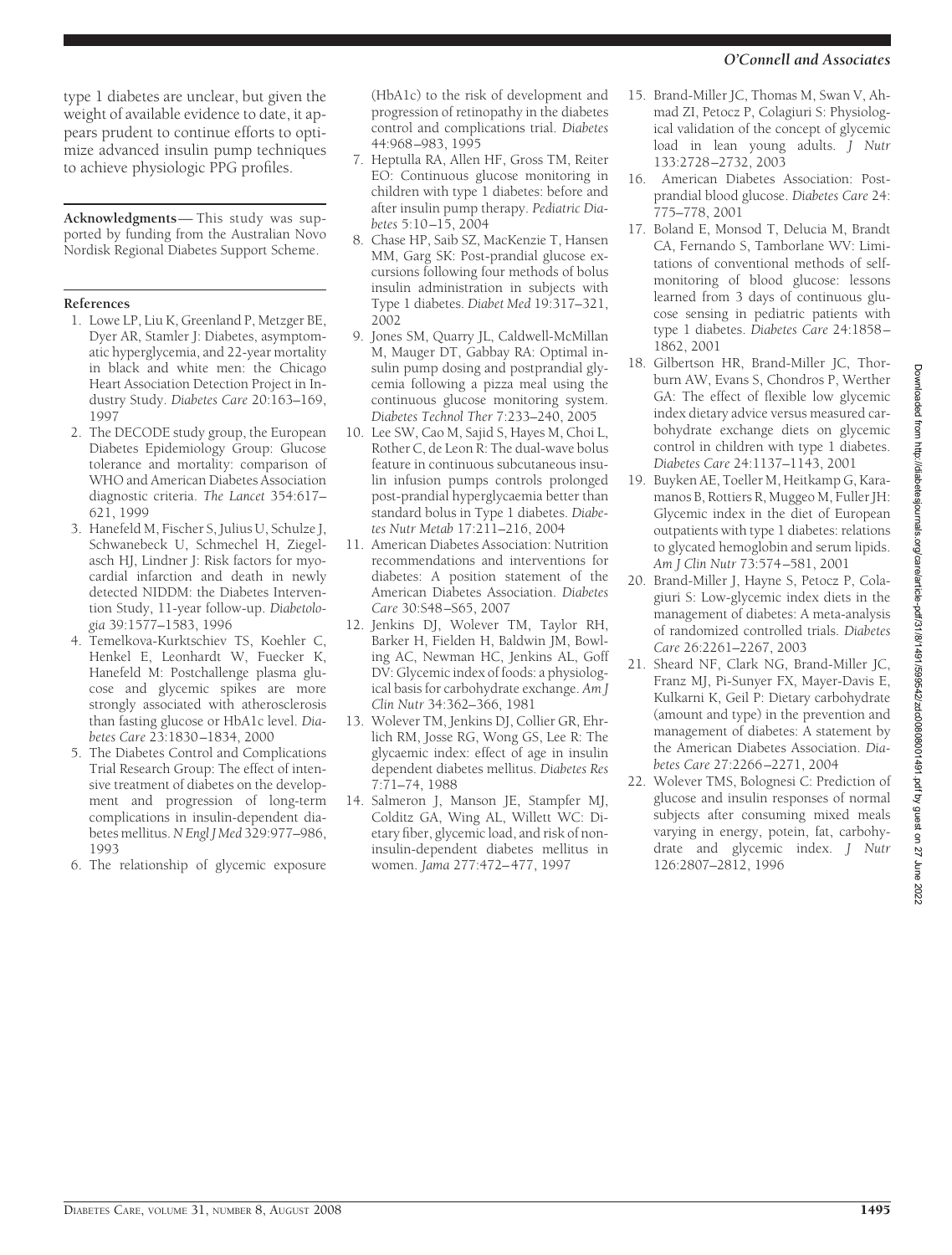type 1 diabetes are unclear, but given the weight of available evidence to date, it appears prudent to continue efforts to optimize advanced insulin pump techniques to achieve physiologic PPG profiles.

**Acknowledgments**— This study was supported by funding from the Australian Novo Nordisk Regional Diabetes Support Scheme.

## References

1. Lowe LP, Liu K, Greenland P, Metzger BE, Dyer AR, Stamler J: Diabetes, asymptomatic hyperglycemia, and 22-year mortality in black and white men: the Chicago Heart Association Detection Project in Industry Study. *Diabetes Care* 20:163–169, 1997
2. The DECODE study group, the European Diabetes Epidemiology Group: Glucose tolerance and mortality: comparison of WHO and American Diabetes Association diagnostic criteria. *The Lancet* 354:617–621, 1999
3. Hanefeld M, Fischer S, Julius U, Schulze J, Schwanebeck U, Schmechel H, Ziegelasch HJ, Lindner J: Risk factors for myocardial infarction and death in newly detected NIDDM: the Diabetes Intervention Study, 11-year follow-up. *Diabetologia* 39:1577–1583, 1996
4. Temelkova-Kurktschiev TS, Koehler C, Henkel E, Leonhardt W, Fuecker K, Hanefeld M: Postchallenge plasma glucose and glycemic spikes are more strongly associated with atherosclerosis than fasting glucose or HbA1c level. *Diabetes Care* 23:1830–1834, 2000
5. The Diabetes Control and Complications Trial Research Group: The effect of intensive treatment of diabetes on the development and progression of long-term complications in insulin-dependent diabetes mellitus. *N Engl J Med* 329:977–986, 1993
6. The relationship of glycemic exposure (HbA1c) to the risk of development and progression of retinopathy in the diabetes control and complications trial. *Diabetes* 44:968–983, 1995
7. Heptulla RA, Allen HF, Gross TM, Reiter EO: Continuous glucose monitoring in children with type 1 diabetes: before and after insulin pump therapy. *Pediatric Diabetes* 5:10–15, 2004
8. Chase HP, Saib SZ, MacKenzie T, Hansen MM, Garg SK: Post-prandial glucose excursions following four methods of bolus insulin administration in subjects with Type 1 diabetes. *Diabet Med* 19:317–321, 2002
9. Jones SM, Quarry JL, Caldwell-McMillan M, Mauger DT, Gabbay RA: Optimal insulin pump dosing and postprandial glycemia following a pizza meal using the continuous glucose monitoring system. *Diabetes Technol Ther* 7:233–240, 2005
10. Lee SW, Cao M, Sajid S, Hayes M, Choi L, Rother C, de Leon R: The dual-wave bolus feature in continuous subcutaneous insulin infusion pumps controls prolonged post-prandial hyperglycaemia better than standard bolus in Type 1 diabetes. *Diabetes Nutr Metab* 17:211–216, 2004
11. American Diabetes Association: Nutrition recommendations and interventions for diabetes: A position statement of the American Diabetes Association. *Diabetes Care* 30:S48–S65, 2007
12. Jenkins DJ, Wolever TM, Taylor RH, Barker H, Fielden H, Baldwin JM, Bowling AC, Newman HC, Jenkins AL, Goff DV: Glycemic index of foods: a physiological basis for carbohydrate exchange. *Am J Clin Nutr* 34:362–366, 1981
13. Wolever TM, Jenkins DJ, Collier GR, Ehrlich RM, Josse RG, Wong GS, Lee R: The glycaemic index: effect of age in insulin dependent diabetes mellitus. *Diabetes Res* 7:71–74, 1988
14. Salmeron J, Manson JE, Stampfer MJ, Colditz GA, Wing AL, Willett WC: Dietary fiber, glycemic load, and risk of non-insulin-dependent diabetes mellitus in women. *Jama* 277:472–477, 1997
15. Brand-Miller JC, Thomas M, Swan V, Ahmad ZI, Petocz P, Colagiuri S: Physiological validation of the concept of glycemic load in lean young adults. *J Nutr* 133:2728–2732, 2003
16. American Diabetes Association: Postprandial blood glucose. *Diabetes Care* 24: 775–778, 2001
17. Boland E, Monsod T, Delucia M, Brandt CA, Fernando S, Tamborlane WV: Limitations of conventional methods of self-monitoring of blood glucose: lessons learned from 3 days of continuous glucose sensing in pediatric patients with type 1 diabetes. *Diabetes Care* 24:1858–1862, 2001
18. Gilbertson HR, Brand-Miller JC, Thorburn AW, Evans S, Chondros P, Werther GA: The effect of flexible low glycemic index dietary advice versus measured carbohydrate exchange diets on glycemic control in children with type 1 diabetes. *Diabetes Care* 24:1137–1143, 2001
19. Buyken AE, Toeller M, Heitkamp G, Karamanos B, Rottiers R, Muggeo M, Fuller JH: Glycemic index in the diet of European outpatients with type 1 diabetes: relations to glycated hemoglobin and serum lipids. *Am J Clin Nutr* 73:574–581, 2001
20. Brand-Miller J, Hayne S, Petocz P, Colagiuri S: Low-glycemic index diets in the management of diabetes: A meta-analysis of randomized controlled trials. *Diabetes Care* 26:2261–2267, 2003
21. Sheard NF, Clark NG, Brand-Miller JC, Franz MJ, Pi-Sunyer FX, Mayer-Davis E, Kulkarni K, Geil P: Dietary carbohydrate (amount and type) in the prevention and management of diabetes: A statement by the American Diabetes Association. *Diabetes Care* 27:2266–2271, 2004
22. Wolever TMS, Bolognesi C: Prediction of glucose and insulin responses of normal subjects after consuming mixed meals varying in energy, potein, fat, carbohydrate and glycemic index. *J Nutr* 126:2807–2812, 1996